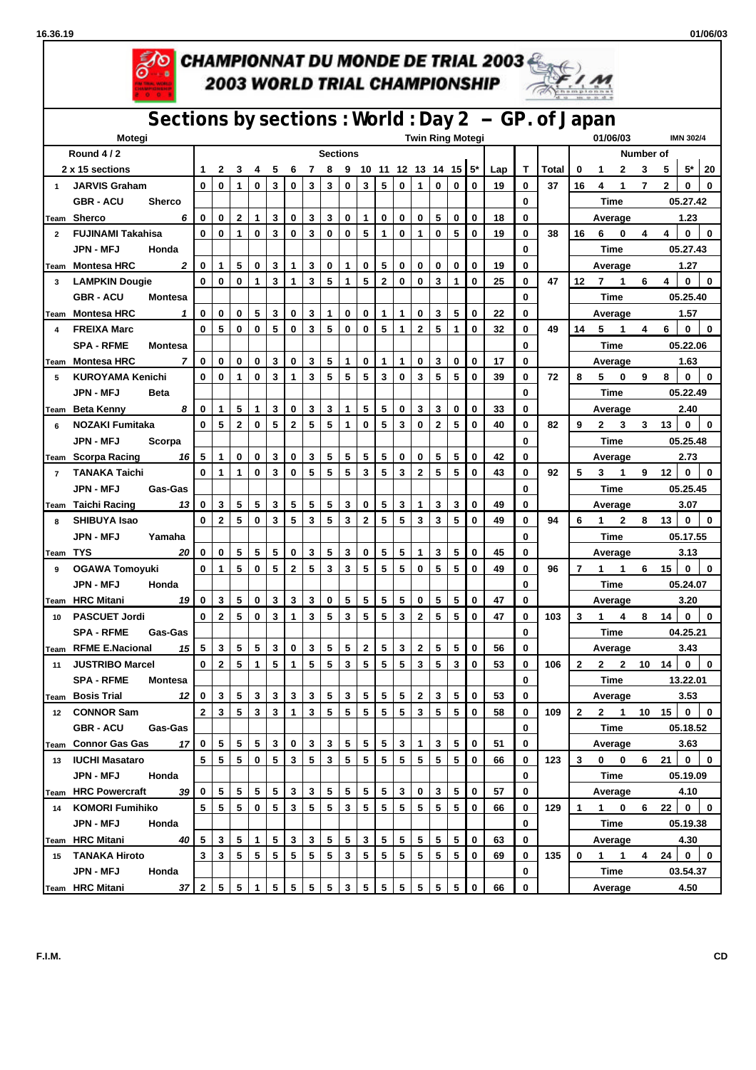# CHAMPIONNAT DU MONDE DE TRIAL 2003
# 2003 WORLD TRIAL CHAMPIONSHIP

## Sections by sections : World : Day 2 – GP. of Japan

Motegi | Twin Ring Motegi | 01/06/03 | IMN 302/4

| Round 4 / 2 | Sections | | | | | | | | | | | | | | | | | | | Number of | | | | | | |
|---|---|---|---|---|---|---|---|---|---|---|---|---|---|---|---|---|---|---|---|---|---|---|---|---|---|---|
| 2 x 15 sections | 1 | 2 | 3 | 4 | 5 | 6 | 7 | 8 | 9 | 10 | 11 | 12 | 13 | 14 | 15 | 5* | Lap | T | Total | 0 | 1 | 2 | 3 | 5 | 5* | 20 |
| 1 JARVIS Graham | 0 | 0 | 1 | 0 | 3 | 0 | 3 | 3 | 0 | 3 | 5 | 0 | 1 | 0 | 0 | 0 | 19 | 0 | 37 | 16 | 4 | 1 | 7 | 2 | 0 | 0 |
| GBR - ACU Sherco | | | | | | | | | | | | | | | | | | 0 | | Time | | | | 05.27.42 | | |
| Team Sherco 6 | 0 | 0 | 2 | 1 | 3 | 0 | 3 | 3 | 0 | 1 | 0 | 0 | 0 | 5 | 0 | 0 | 18 | 0 | | Average | | | | 1.23 | | |
| 2 FUJINAMI Takahisa | 0 | 0 | 1 | 0 | 3 | 0 | 3 | 0 | 0 | 5 | 1 | 0 | 1 | 0 | 5 | 0 | 19 | 0 | 38 | 16 | 6 | 0 | 4 | 4 | 0 | 0 |
| JPN - MFJ Honda | | | | | | | | | | | | | | | | | | 0 | | Time | | | | 05.27.43 | | |
| Team Montesa HRC 2 | 0 | 1 | 5 | 0 | 3 | 1 | 3 | 0 | 1 | 0 | 5 | 0 | 0 | 0 | 0 | 0 | 19 | 0 | | Average | | | | 1.27 | | |
| 3 LAMPKIN Dougie | 0 | 0 | 0 | 1 | 3 | 1 | 3 | 5 | 1 | 5 | 2 | 0 | 0 | 3 | 1 | 0 | 25 | 0 | 47 | 12 | 7 | 1 | 6 | 4 | 0 | 0 |
| GBR - ACU Montesa | | | | | | | | | | | | | | | | | | 0 | | Time | | | | 05.25.40 | | |
| Team Montesa HRC 1 | 0 | 0 | 0 | 5 | 3 | 0 | 3 | 1 | 0 | 0 | 1 | 1 | 0 | 3 | 5 | 0 | 22 | 0 | | Average | | | | 1.57 | | |
| 4 FREIXA Marc | 0 | 5 | 0 | 0 | 5 | 0 | 3 | 5 | 0 | 0 | 5 | 1 | 2 | 5 | 1 | 0 | 32 | 0 | 49 | 14 | 5 | 1 | 4 | 6 | 0 | 0 |
| SPA - RFME Montesa | | | | | | | | | | | | | | | | | | 0 | | Time | | | | 05.22.06 | | |
| Team Montesa HRC 7 | 0 | 0 | 0 | 0 | 3 | 0 | 3 | 5 | 1 | 0 | 1 | 1 | 0 | 3 | 0 | 0 | 17 | 0 | | Average | | | | 1.63 | | |
| 5 KUROYAMA Kenichi | 0 | 0 | 1 | 0 | 3 | 1 | 3 | 5 | 5 | 5 | 3 | 0 | 3 | 5 | 5 | 0 | 39 | 0 | 72 | 8 | 5 | 0 | 9 | 8 | 0 | 0 |
| JPN - MFJ Beta | | | | | | | | | | | | | | | | | | 0 | | Time | | | | 05.22.49 | | |
| Team Beta Kenny 8 | 0 | 1 | 5 | 1 | 3 | 0 | 3 | 3 | 1 | 5 | 5 | 0 | 3 | 3 | 0 | 0 | 33 | 0 | | Average | | | | 2.40 | | |
| 6 NOZAKI Fumitaka | 0 | 5 | 2 | 0 | 5 | 2 | 5 | 5 | 1 | 0 | 5 | 3 | 0 | 2 | 5 | 0 | 40 | 0 | 82 | 9 | 2 | 3 | 3 | 13 | 0 | 0 |
| JPN - MFJ Scorpa | | | | | | | | | | | | | | | | | | 0 | | Time | | | | 05.25.48 | | |
| Team Scorpa Racing 16 | 5 | 1 | 0 | 0 | 3 | 0 | 3 | 5 | 5 | 5 | 5 | 0 | 0 | 5 | 5 | 0 | 42 | 0 | | Average | | | | 2.73 | | |
| 7 TANAKA Taichi | 0 | 1 | 1 | 0 | 3 | 0 | 5 | 5 | 5 | 3 | 5 | 3 | 2 | 5 | 5 | 0 | 43 | 0 | 92 | 5 | 3 | 1 | 9 | 12 | 0 | 0 |
| JPN - MFJ Gas-Gas | | | | | | | | | | | | | | | | | | 0 | | Time | | | | 05.25.45 | | |
| Team Taichi Racing 13 | 0 | 3 | 5 | 5 | 3 | 5 | 5 | 5 | 3 | 0 | 5 | 3 | 1 | 3 | 3 | 0 | 49 | 0 | | Average | | | | 3.07 | | |
| 8 SHIBUYA Isao | 0 | 2 | 5 | 0 | 3 | 5 | 3 | 5 | 3 | 2 | 5 | 5 | 3 | 3 | 5 | 0 | 49 | 0 | 94 | 6 | 1 | 2 | 8 | 13 | 0 | 0 |
| JPN - MFJ Yamaha | | | | | | | | | | | | | | | | | | 0 | | Time | | | | 05.17.55 | | |
| Team TYS 20 | 0 | 0 | 5 | 5 | 5 | 0 | 3 | 5 | 3 | 0 | 5 | 5 | 1 | 3 | 5 | 0 | 45 | 0 | | Average | | | | 3.13 | | |
| 9 OGAWA Tomoyuki | 0 | 1 | 5 | 0 | 5 | 2 | 5 | 3 | 3 | 5 | 5 | 5 | 0 | 5 | 5 | 0 | 49 | 0 | 96 | 7 | 1 | 1 | 6 | 15 | 0 | 0 |
| JPN - MFJ Honda | | | | | | | | | | | | | | | | | | 0 | | Time | | | | 05.24.07 | | |
| Team HRC Mitani 19 | 0 | 3 | 5 | 0 | 3 | 3 | 3 | 0 | 5 | 5 | 5 | 5 | 0 | 5 | 5 | 0 | 47 | 0 | | Average | | | | 3.20 | | |
| 10 PASCUET Jordi | 0 | 2 | 5 | 0 | 3 | 1 | 3 | 5 | 3 | 5 | 5 | 3 | 2 | 5 | 5 | 0 | 47 | 0 | 103 | 3 | 1 | 4 | 8 | 14 | 0 | 0 |
| SPA - RFME Gas-Gas | | | | | | | | | | | | | | | | | | 0 | | Time | | | | 04.25.21 | | |
| Team RFME E.Nacional 15 | 5 | 3 | 5 | 5 | 3 | 0 | 3 | 5 | 5 | 2 | 5 | 3 | 2 | 5 | 5 | 0 | 56 | 0 | | Average | | | | 3.43 | | |
| 11 JUSTRIBO Marcel | 0 | 2 | 5 | 1 | 5 | 1 | 5 | 5 | 3 | 5 | 5 | 5 | 3 | 5 | 3 | 0 | 53 | 0 | 106 | 2 | 2 | 2 | 10 | 14 | 0 | 0 |
| SPA - RFME Montesa | | | | | | | | | | | | | | | | | | 0 | | Time | | | | 13.22.01 | | |
| Team Bosis Trial 12 | 0 | 3 | 5 | 3 | 3 | 3 | 3 | 5 | 3 | 5 | 5 | 5 | 2 | 3 | 5 | 0 | 53 | 0 | | Average | | | | 3.53 | | |
| 12 CONNOR Sam | 2 | 3 | 5 | 3 | 3 | 1 | 3 | 5 | 5 | 5 | 5 | 5 | 3 | 5 | 5 | 0 | 58 | 0 | 109 | 2 | 2 | 1 | 10 | 15 | 0 | 0 |
| GBR - ACU Gas-Gas | | | | | | | | | | | | | | | | | | 0 | | Time | | | | 05.18.52 | | |
| Team Connor Gas Gas 17 | 0 | 5 | 5 | 5 | 3 | 0 | 3 | 3 | 5 | 5 | 5 | 3 | 1 | 3 | 5 | 0 | 51 | 0 | | Average | | | | 3.63 | | |
| 13 IUCHI Masataro | 5 | 5 | 5 | 0 | 5 | 3 | 5 | 3 | 5 | 5 | 5 | 5 | 5 | 5 | 5 | 0 | 66 | 0 | 123 | 3 | 0 | 0 | 6 | 21 | 0 | 0 |
| JPN - MFJ Honda | | | | | | | | | | | | | | | | | | 0 | | Time | | | | 05.19.09 | | |
| Team HRC Powercraft 39 | 0 | 5 | 5 | 5 | 5 | 3 | 3 | 5 | 5 | 5 | 5 | 3 | 0 | 3 | 5 | 0 | 57 | 0 | | Average | | | | 4.10 | | |
| 14 KOMORI Fumihiko | 5 | 5 | 5 | 0 | 5 | 3 | 5 | 5 | 3 | 5 | 5 | 5 | 5 | 5 | 5 | 0 | 66 | 0 | 129 | 1 | 1 | 0 | 6 | 22 | 0 | 0 |
| JPN - MFJ Honda | | | | | | | | | | | | | | | | | | 0 | | Time | | | | 05.19.38 | | |
| Team HRC Mitani 40 | 5 | 3 | 5 | 1 | 5 | 3 | 3 | 5 | 5 | 3 | 5 | 5 | 5 | 5 | 5 | 0 | 63 | 0 | | Average | | | | 4.30 | | |
| 15 TANAKA Hiroto | 3 | 3 | 5 | 5 | 5 | 5 | 5 | 5 | 3 | 5 | 5 | 5 | 5 | 5 | 5 | 0 | 69 | 0 | 135 | 0 | 1 | 1 | 4 | 24 | 0 | 0 |
| JPN - MFJ Honda | | | | | | | | | | | | | | | | | | 0 | | Time | | | | 03.54.37 | | |
| Team HRC Mitani 37 | 2 | 5 | 5 | 1 | 5 | 5 | 5 | 5 | 3 | 5 | 5 | 5 | 5 | 5 | 5 | 0 | 66 | 0 | | Average | | | | 4.50 | | |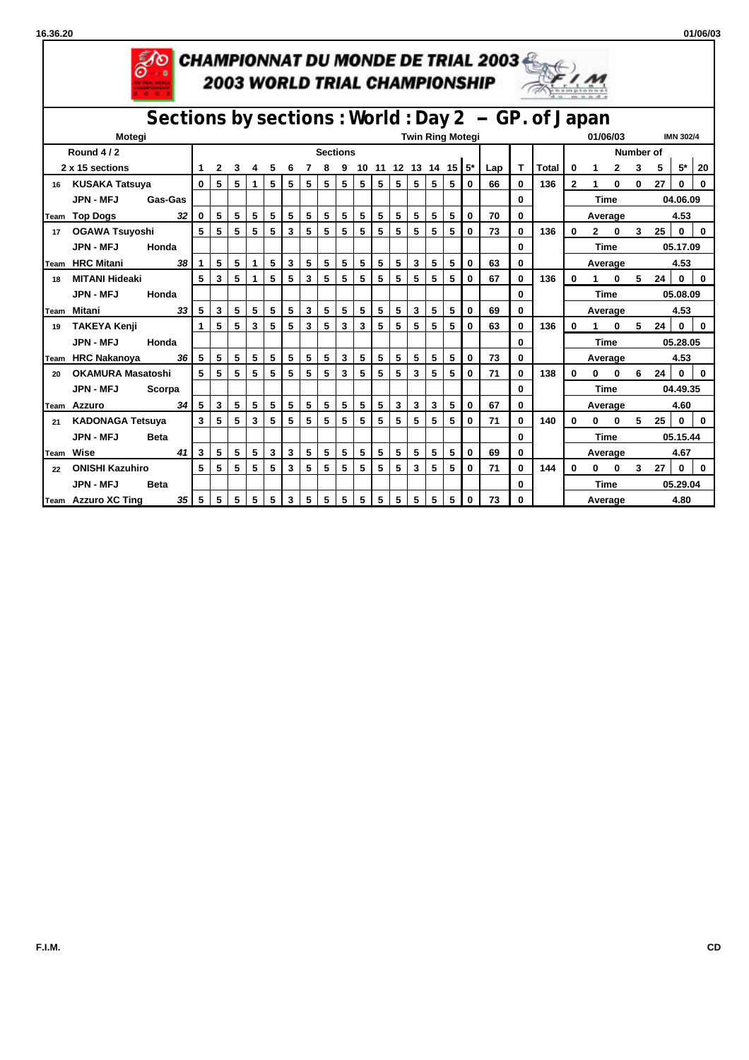# CHAMPIONNAT DU MONDE DE TRIAL 2003
# 2003 WORLD TRIAL CHAMPIONSHIP

## Sections by sections : World : Day 2 – GP. of Japan

Motegi | Twin Ring Motegi | 01/06/03 | IMN 302/4

| Round 4 / 2 | | | Sections | | | | | | | | | | | | | | | | | | | | Number of | | | | | | |
|---|---|---|---|---|---|---|---|---|---|---|---|---|---|---|---|---|---|---|---|---|---|---|---|---|---|---|---|
| 2 x 15 sections | | | 1 | 2 | 3 | 4 | 5 | 6 | 7 | 8 | 9 | 10 | 11 | 12 | 13 | 14 | 15 | 5* | Lap | T | Total | 0 | 1 | 2 | 3 | 5 | 5* | 20 |
| 16 | KUSAKA Tatsuya | | 0 | 5 | 5 | 1 | 5 | 5 | 5 | 5 | 5 | 5 | 5 | 5 | 5 | 5 | 5 | 0 | 66 | 0 | 136 | 2 | 1 | 0 | 0 | 27 | 0 | 0 |
| | JPN - MFJ | Gas-Gas | | | | | | | | | | | | | | | | | | 0 | | Time | | | | 04.06.09 | | |
| Team | Top Dogs | 32 | 0 | 5 | 5 | 5 | 5 | 5 | 5 | 5 | 5 | 5 | 5 | 5 | 5 | 5 | 5 | 0 | 70 | 0 | | Average | | | | 4.53 | | |
| 17 | OGAWA Tsuyoshi | | 5 | 5 | 5 | 5 | 5 | 3 | 5 | 5 | 5 | 5 | 5 | 5 | 5 | 5 | 5 | 0 | 73 | 0 | 136 | 0 | 2 | 0 | 3 | 25 | 0 | 0 |
| | JPN - MFJ | Honda | | | | | | | | | | | | | | | | | | 0 | | Time | | | | 05.17.09 | | |
| Team | HRC Mitani | 38 | 1 | 5 | 5 | 1 | 5 | 3 | 5 | 5 | 5 | 5 | 5 | 5 | 3 | 5 | 5 | 0 | 63 | 0 | | Average | | | | 4.53 | | |
| 18 | MITANI Hideaki | | 5 | 3 | 5 | 1 | 5 | 5 | 3 | 5 | 5 | 5 | 5 | 5 | 5 | 5 | 5 | 0 | 67 | 0 | 136 | 0 | 1 | 0 | 5 | 24 | 0 | 0 |
| | JPN - MFJ | Honda | | | | | | | | | | | | | | | | | | 0 | | Time | | | | 05.08.09 | | |
| Team | Mitani | 33 | 5 | 3 | 5 | 5 | 5 | 5 | 3 | 5 | 5 | 5 | 5 | 5 | 3 | 5 | 5 | 0 | 69 | 0 | | Average | | | | 4.53 | | |
| 19 | TAKEYA Kenji | | 1 | 5 | 5 | 3 | 5 | 5 | 3 | 5 | 3 | 3 | 5 | 5 | 5 | 5 | 5 | 0 | 63 | 0 | 136 | 0 | 1 | 0 | 5 | 24 | 0 | 0 |
| | JPN - MFJ | Honda | | | | | | | | | | | | | | | | | | 0 | | Time | | | | 05.28.05 | | |
| Team | HRC Nakanoya | 36 | 5 | 5 | 5 | 5 | 5 | 5 | 5 | 5 | 3 | 5 | 5 | 5 | 5 | 5 | 5 | 0 | 73 | 0 | | Average | | | | 4.53 | | |
| 20 | OKAMURA Masatoshi | | 5 | 5 | 5 | 5 | 5 | 5 | 5 | 5 | 3 | 5 | 5 | 5 | 3 | 5 | 5 | 0 | 71 | 0 | 138 | 0 | 0 | 0 | 6 | 24 | 0 | 0 |
| | JPN - MFJ | Scorpa | | | | | | | | | | | | | | | | | | 0 | | Time | | | | 04.49.35 | | |
| Team | Azzuro | 34 | 5 | 3 | 5 | 5 | 5 | 5 | 5 | 5 | 5 | 5 | 5 | 3 | 3 | 3 | 5 | 0 | 67 | 0 | | Average | | | | 4.60 | | |
| 21 | KADONAGA Tetsuya | | 3 | 5 | 5 | 3 | 5 | 5 | 5 | 5 | 5 | 5 | 5 | 5 | 5 | 5 | 5 | 0 | 71 | 0 | 140 | 0 | 0 | 0 | 5 | 25 | 0 | 0 |
| | JPN - MFJ | Beta | | | | | | | | | | | | | | | | | | 0 | | Time | | | | 05.15.44 | | |
| Team | Wise | 41 | 3 | 5 | 5 | 5 | 3 | 3 | 5 | 5 | 5 | 5 | 5 | 5 | 5 | 5 | 5 | 0 | 69 | 0 | | Average | | | | 4.67 | | |
| 22 | ONISHI Kazuhiro | | 5 | 5 | 5 | 5 | 5 | 3 | 5 | 5 | 5 | 5 | 5 | 5 | 3 | 5 | 5 | 0 | 71 | 0 | 144 | 0 | 0 | 0 | 3 | 27 | 0 | 0 |
| | JPN - MFJ | Beta | | | | | | | | | | | | | | | | | | 0 | | Time | | | | 05.29.04 | | |
| Team | Azzuro XC Ting | 35 | 5 | 5 | 5 | 5 | 5 | 3 | 5 | 5 | 5 | 5 | 5 | 5 | 5 | 5 | 5 | 0 | 73 | 0 | | Average | | | | 4.80 | | |

F.I.M. CD